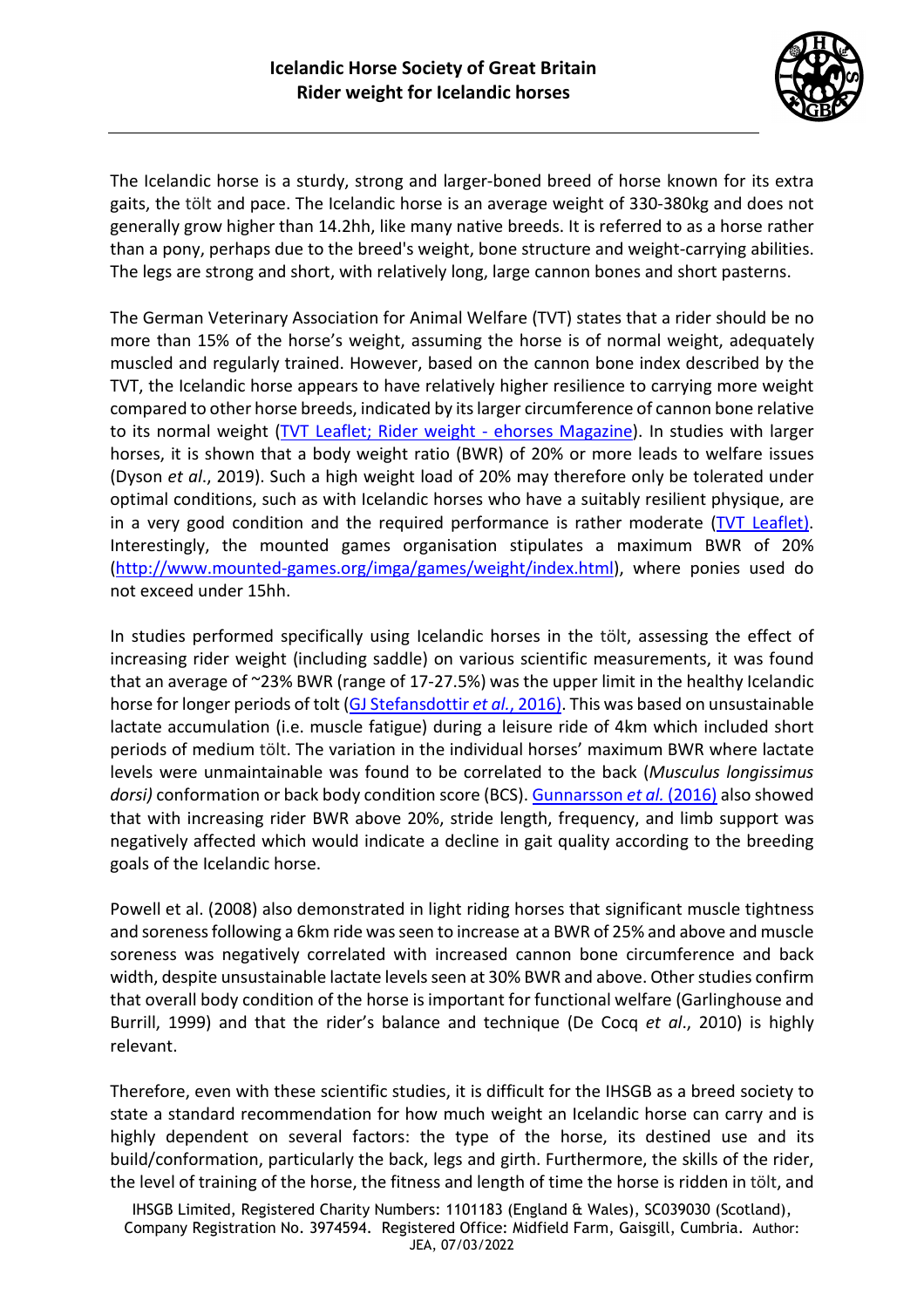# Icelandic Horse Society of Great Britain
## Rider weight for Icelandic horses

The Icelandic horse is a sturdy, strong and larger-boned breed of horse known for its extra gaits, the tölt and pace. The Icelandic horse is an average weight of 330-380kg and does not generally grow higher than 14.2hh, like many native breeds. It is referred to as a horse rather than a pony, perhaps due to the breed's weight, bone structure and weight-carrying abilities. The legs are strong and short, with relatively long, large cannon bones and short pasterns.

The German Veterinary Association for Animal Welfare (TVT) states that a rider should be no more than 15% of the horse's weight, assuming the horse is of normal weight, adequately muscled and regularly trained. However, based on the cannon bone index described by the TVT, the Icelandic horse appears to have relatively higher resilience to carrying more weight compared to other horse breeds, indicated by its larger circumference of cannon bone relative to its normal weight (TVT Leaflet; Rider weight - ehorses Magazine). In studies with larger horses, it is shown that a body weight ratio (BWR) of 20% or more leads to welfare issues (Dyson *et al*., 2019). Such a high weight load of 20% may therefore only be tolerated under optimal conditions, such as with Icelandic horses who have a suitably resilient physique, are in a very good condition and the required performance is rather moderate (TVT Leaflet). Interestingly, the mounted games organisation stipulates a maximum BWR of 20% (http://www.mounted-games.org/imga/games/weight/index.html), where ponies used do not exceed under 15hh.

In studies performed specifically using Icelandic horses in the tölt, assessing the effect of increasing rider weight (including saddle) on various scientific measurements, it was found that an average of ~23% BWR (range of 17-27.5%) was the upper limit in the healthy Icelandic horse for longer periods of tolt (GJ Stefansdottir *et al*., 2016). This was based on unsustainable lactate accumulation (i.e. muscle fatigue) during a leisure ride of 4km which included short periods of medium tölt. The variation in the individual horses' maximum BWR where lactate levels were unmaintainable was found to be correlated to the back (*Musculus longissimus dorsi)* conformation or back body condition score (BCS). Gunnarsson *et al.* (2016) also showed that with increasing rider BWR above 20%, stride length, frequency, and limb support was negatively affected which would indicate a decline in gait quality according to the breeding goals of the Icelandic horse.

Powell et al. (2008) also demonstrated in light riding horses that significant muscle tightness and soreness following a 6km ride was seen to increase at a BWR of 25% and above and muscle soreness was negatively correlated with increased cannon bone circumference and back width, despite unsustainable lactate levels seen at 30% BWR and above. Other studies confirm that overall body condition of the horse is important for functional welfare (Garlinghouse and Burrill, 1999) and that the rider's balance and technique (De Cocq *et al*., 2010) is highly relevant.

Therefore, even with these scientific studies, it is difficult for the IHSGB as a breed society to state a standard recommendation for how much weight an Icelandic horse can carry and is highly dependent on several factors: the type of the horse, its destined use and its build/conformation, particularly the back, legs and girth. Furthermore, the skills of the rider, the level of training of the horse, the fitness and length of time the horse is ridden in tölt, and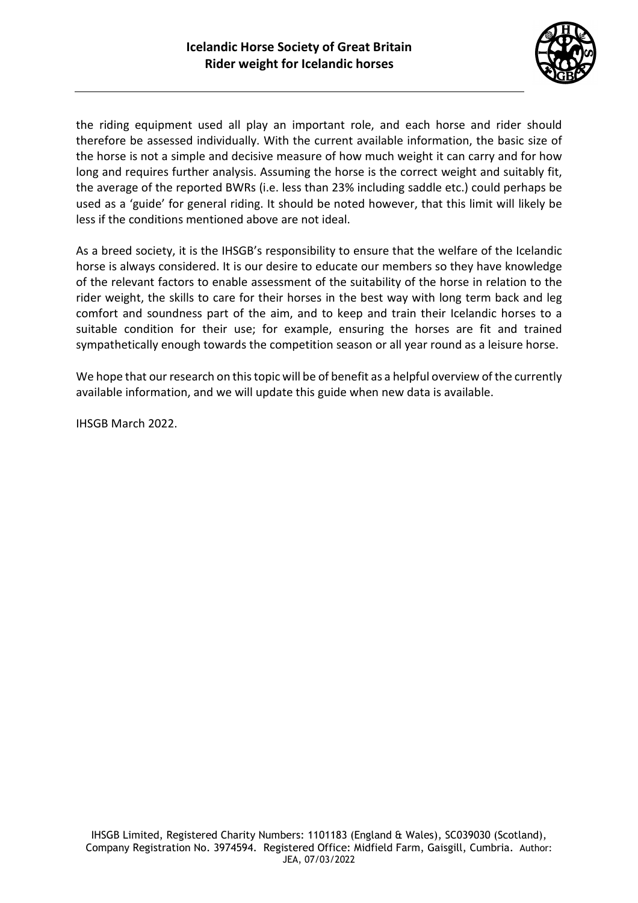the riding equipment used all play an important role, and each horse and rider should therefore be assessed individually. With the current available information, the basic size of the horse is not a simple and decisive measure of how much weight it can carry and for how long and requires further analysis. Assuming the horse is the correct weight and suitably fit, the average of the reported BWRs (i.e. less than 23% including saddle etc.) could perhaps be used as a 'guide' for general riding. It should be noted however, that this limit will likely be less if the conditions mentioned above are not ideal.

As a breed society, it is the IHSGB's responsibility to ensure that the welfare of the Icelandic horse is always considered. It is our desire to educate our members so they have knowledge of the relevant factors to enable assessment of the suitability of the horse in relation to the rider weight, the skills to care for their horses in the best way with long term back and leg comfort and soundness part of the aim, and to keep and train their Icelandic horses to a suitable condition for their use; for example, ensuring the horses are fit and trained sympathetically enough towards the competition season or all year round as a leisure horse.

We hope that our research on this topic will be of benefit as a helpful overview of the currently available information, and we will update this guide when new data is available.

IHSGB March 2022.